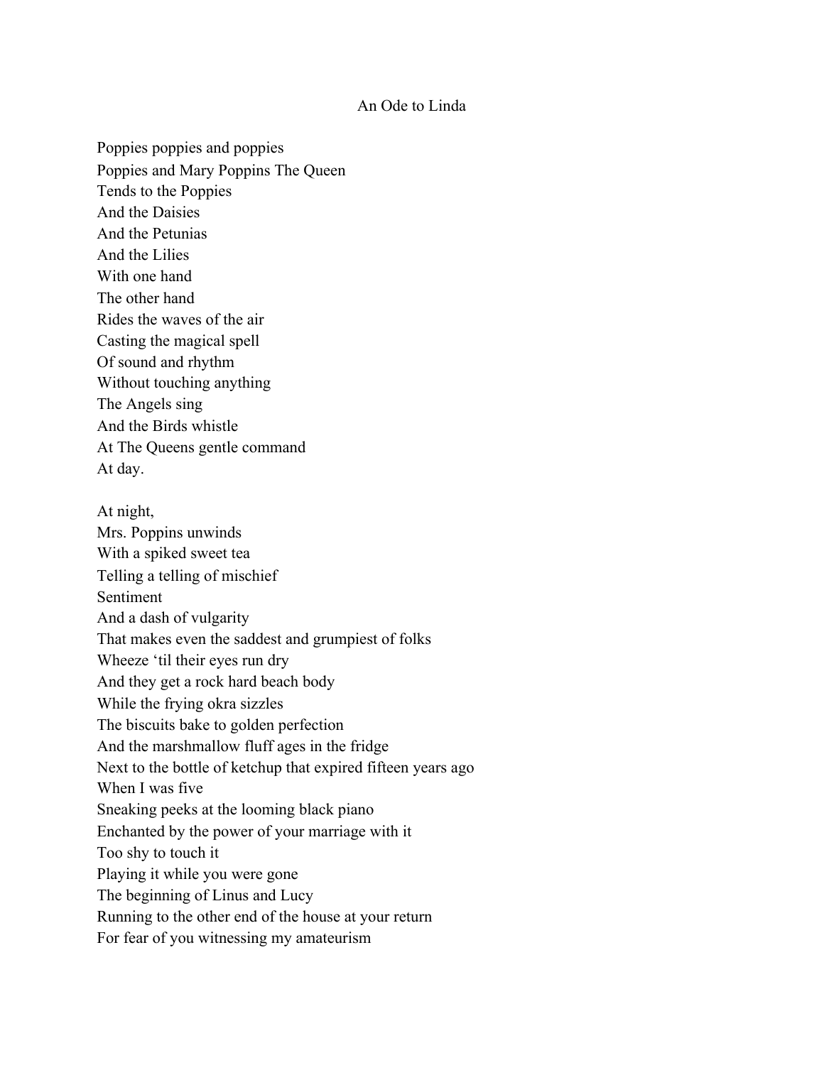# An Ode to Linda

Poppies poppies and poppies  
Poppies and Mary Poppins The Queen  
Tends to the Poppies  
And the Daisies  
And the Petunias  
And the Lilies  
With one hand  
The other hand  
Rides the waves of the air  
Casting the magical spell  
Of sound and rhythm  
Without touching anything  
The Angels sing  
And the Birds whistle  
At The Queens gentle command  
At day.

At night,  
Mrs. Poppins unwinds  
With a spiked sweet tea  
Telling a telling of mischief  
Sentiment  
And a dash of vulgarity  
That makes even the saddest and grumpiest of folks  
Wheeze 'til their eyes run dry  
And they get a rock hard beach body  
While the frying okra sizzles  
The biscuits bake to golden perfection  
And the marshmallow fluff ages in the fridge  
Next to the bottle of ketchup that expired fifteen years ago  
When I was five  
Sneaking peeks at the looming black piano  
Enchanted by the power of your marriage with it  
Too shy to touch it  
Playing it while you were gone  
The beginning of Linus and Lucy  
Running to the other end of the house at your return  
For fear of you witnessing my amateurism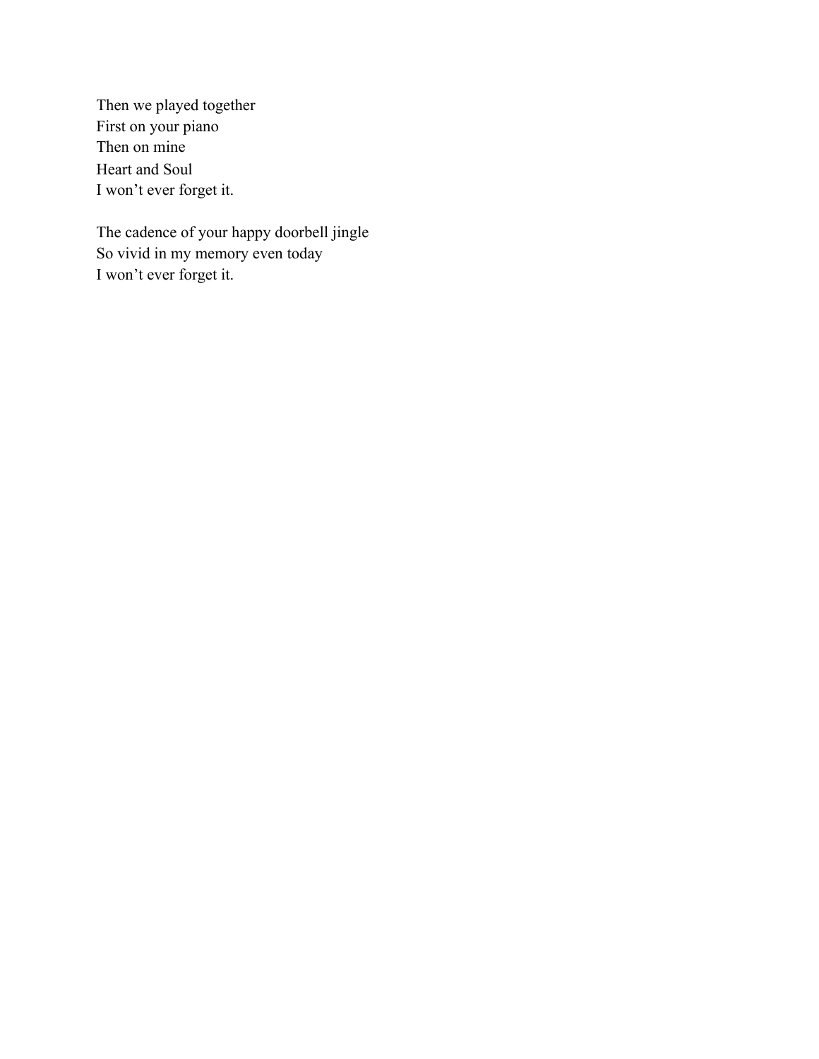Then we played together  
First on your piano  
Then on mine  
Heart and Soul  
I won't ever forget it.

The cadence of your happy doorbell jingle  
So vivid in my memory even today  
I won't ever forget it.